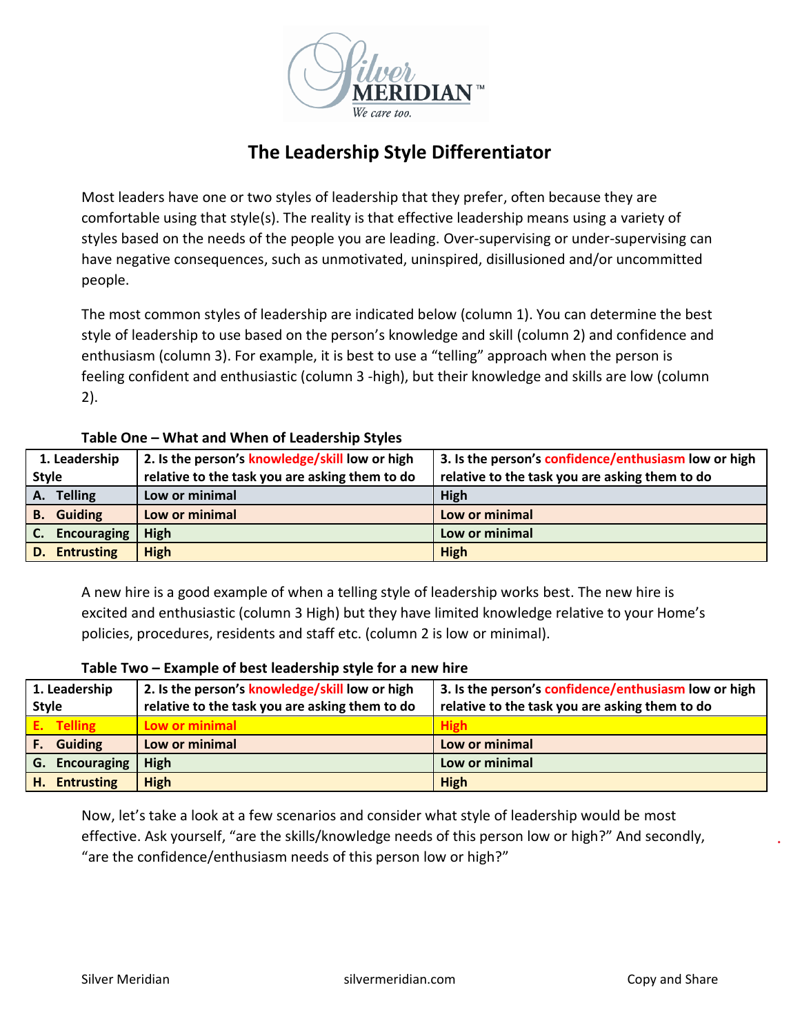# The Leadership Style Differentiator

Most leaders have one or two styles of leadership that they prefer, often because they are comfortable using that style(s). The reality is that effective leadership means using a variety of styles based on the needs of the people you are leading. Over-supervising or under-supervising can have negative consequences, such as unmotivated, uninspired, disillusioned and/or uncommitted people.

The most common styles of leadership are indicated below (column 1). You can determine the best style of leadership to use based on the person's knowledge and skill (column 2) and confidence and enthusiasm (column 3). For example, it is best to use a "telling" approach when the person is feeling confident and enthusiastic (column 3 -high), but their knowledge and skills are low (column 2).

**Table One – What and When of Leadership Styles**

| 1. Leadership Style | 2. Is the person's knowledge/skill low or high relative to the task you are asking them to do | 3. Is the person's confidence/enthusiasm low or high relative to the task you are asking them to do |
|---|---|---|
| A. Telling | Low or minimal | High |
| B. Guiding | Low or minimal | Low or minimal |
| C. Encouraging | High | Low or minimal |
| D. Entrusting | High | High |

A new hire is a good example of when a telling style of leadership works best. The new hire is excited and enthusiastic (column 3 High) but they have limited knowledge relative to your Home's policies, procedures, residents and staff etc. (column 2 is low or minimal).

**Table Two – Example of best leadership style for a new hire**

| 1. Leadership Style | 2. Is the person's knowledge/skill low or high relative to the task you are asking them to do | 3. Is the person's confidence/enthusiasm low or high relative to the task you are asking them to do |
|---|---|---|
| E. Telling | Low or minimal | High |
| F. Guiding | Low or minimal | Low or minimal |
| G. Encouraging | High | Low or minimal |
| H. Entrusting | High | High |

Now, let's take a look at a few scenarios and consider what style of leadership would be most effective. Ask yourself, "are the skills/knowledge needs of this person low or high?" And secondly, "are the confidence/enthusiasm needs of this person low or high?"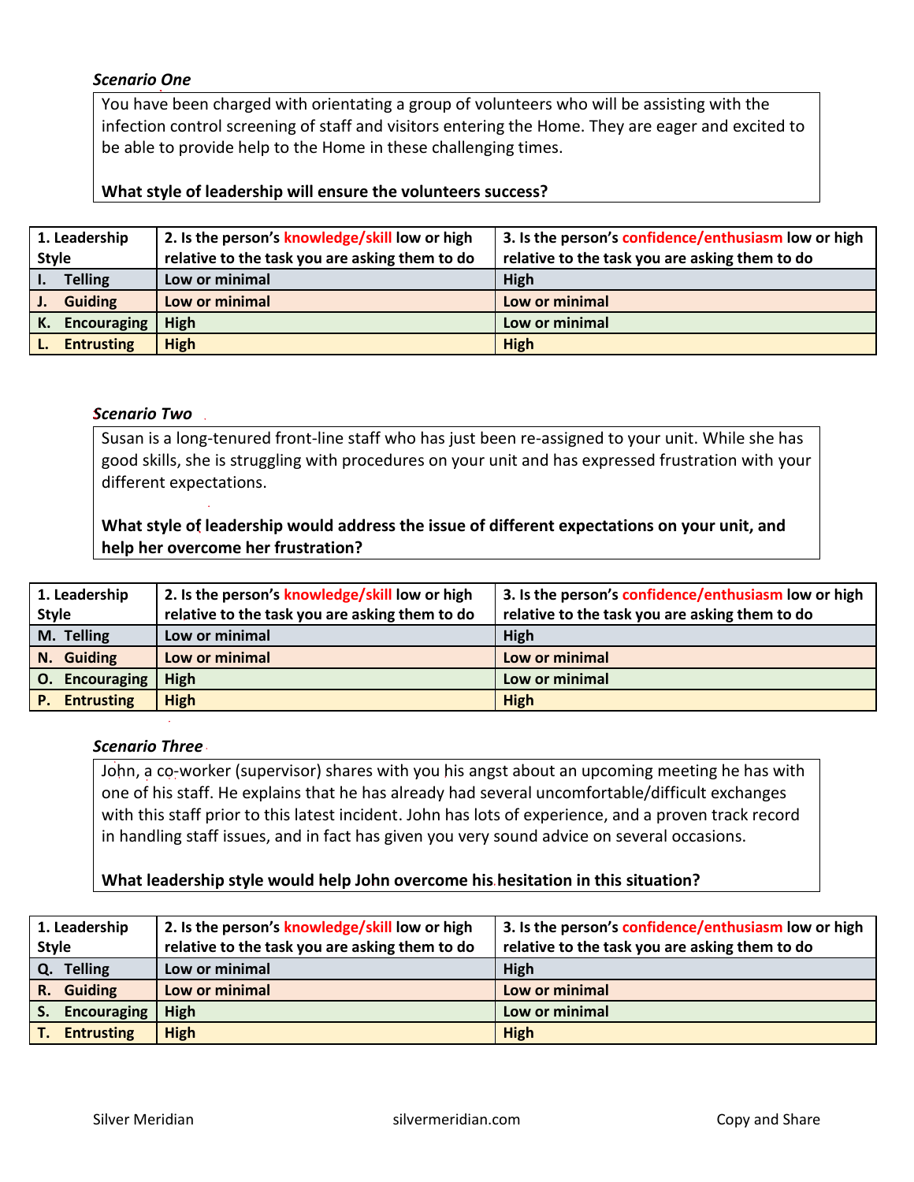***Scenario One***

You have been charged with orientating a group of volunteers who will be assisting with the infection control screening of staff and visitors entering the Home. They are eager and excited to be able to provide help to the Home in these challenging times.

**What style of leadership will ensure the volunteers success?**

| 1. Leadership Style | 2. Is the person's knowledge/skill low or high relative to the task you are asking them to do | 3. Is the person's confidence/enthusiasm low or high relative to the task you are asking them to do |
|---|---|---|
| I. Telling | Low or minimal | High |
| J. Guiding | Low or minimal | Low or minimal |
| K. Encouraging | High | Low or minimal |
| L. Entrusting | High | High |

***Scenario Two***

Susan is a long-tenured front-line staff who has just been re-assigned to your unit. While she has good skills, she is struggling with procedures on your unit and has expressed frustration with your different expectations.

**What style of leadership would address the issue of different expectations on your unit, and help her overcome her frustration?**

| 1. Leadership Style | 2. Is the person's knowledge/skill low or high relative to the task you are asking them to do | 3. Is the person's confidence/enthusiasm low or high relative to the task you are asking them to do |
|---|---|---|
| M. Telling | Low or minimal | High |
| N. Guiding | Low or minimal | Low or minimal |
| O. Encouraging | High | Low or minimal |
| P. Entrusting | High | High |

***Scenario Three***

John, a co-worker (supervisor) shares with you his angst about an upcoming meeting he has with one of his staff. He explains that he has already had several uncomfortable/difficult exchanges with this staff prior to this latest incident. John has lots of experience, and a proven track record in handling staff issues, and in fact has given you very sound advice on several occasions.

**What leadership style would help John overcome his hesitation in this situation?**

| 1. Leadership Style | 2. Is the person's knowledge/skill low or high relative to the task you are asking them to do | 3. Is the person's confidence/enthusiasm low or high relative to the task you are asking them to do |
|---|---|---|
| Q. Telling | Low or minimal | High |
| R. Guiding | Low or minimal | Low or minimal |
| S. Encouraging | High | Low or minimal |
| T. Entrusting | High | High |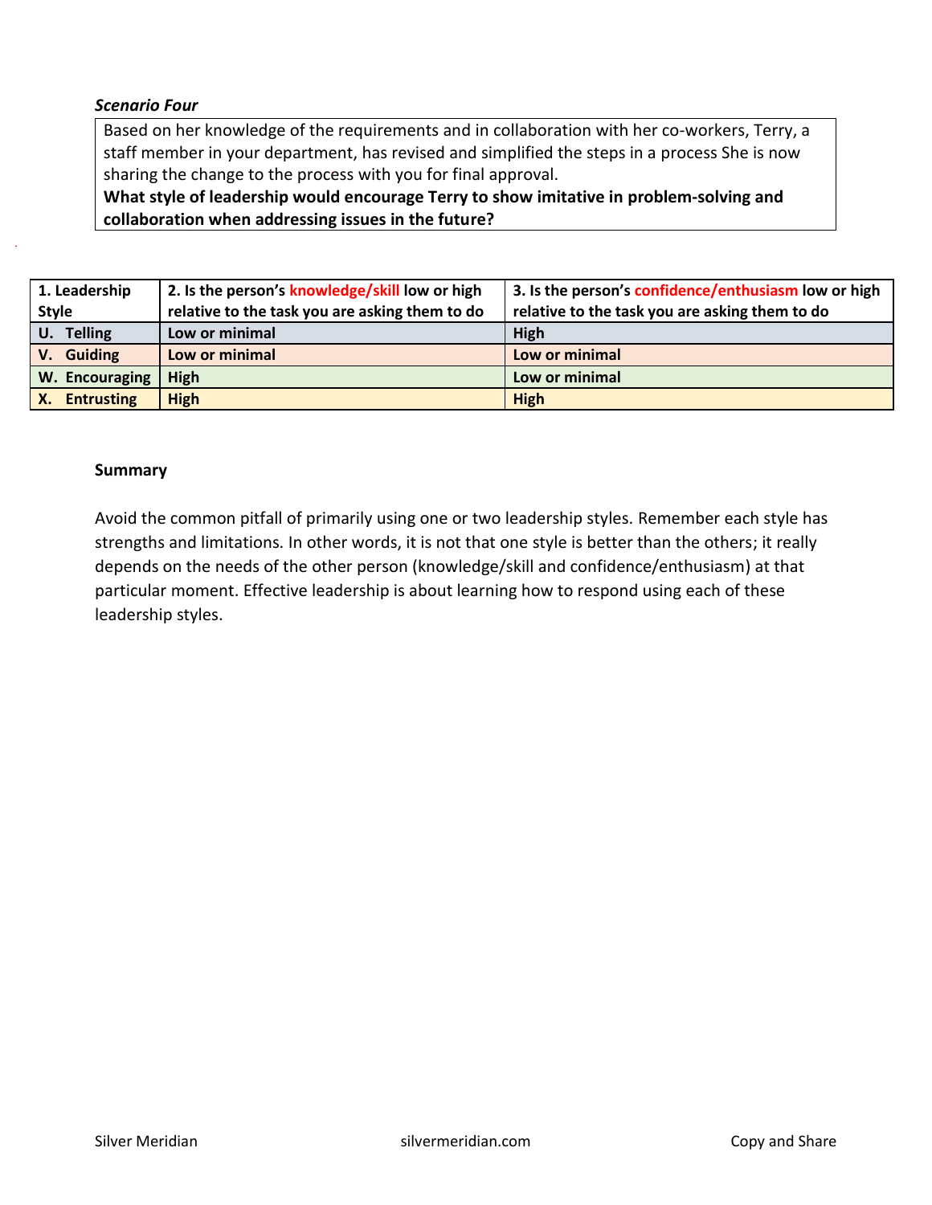*Scenario Four*

Based on her knowledge of the requirements and in collaboration with her co-workers, Terry, a staff member in your department, has revised and simplified the steps in a process She is now sharing the change to the process with you for final approval.
**What style of leadership would encourage Terry to show imitative in problem-solving and collaboration when addressing issues in the future?**

| 1. Leadership Style | 2. Is the person's knowledge/skill low or high relative to the task you are asking them to do | 3. Is the person's confidence/enthusiasm low or high relative to the task you are asking them to do |
|---|---|---|
| U. Telling | Low or minimal | High |
| V. Guiding | Low or minimal | Low or minimal |
| W. Encouraging | High | Low or minimal |
| X. Entrusting | High | High |

**Summary**

Avoid the common pitfall of primarily using one or two leadership styles. Remember each style has strengths and limitations. In other words, it is not that one style is better than the others; it really depends on the needs of the other person (knowledge/skill and confidence/enthusiasm) at that particular moment. Effective leadership is about learning how to respond using each of these leadership styles.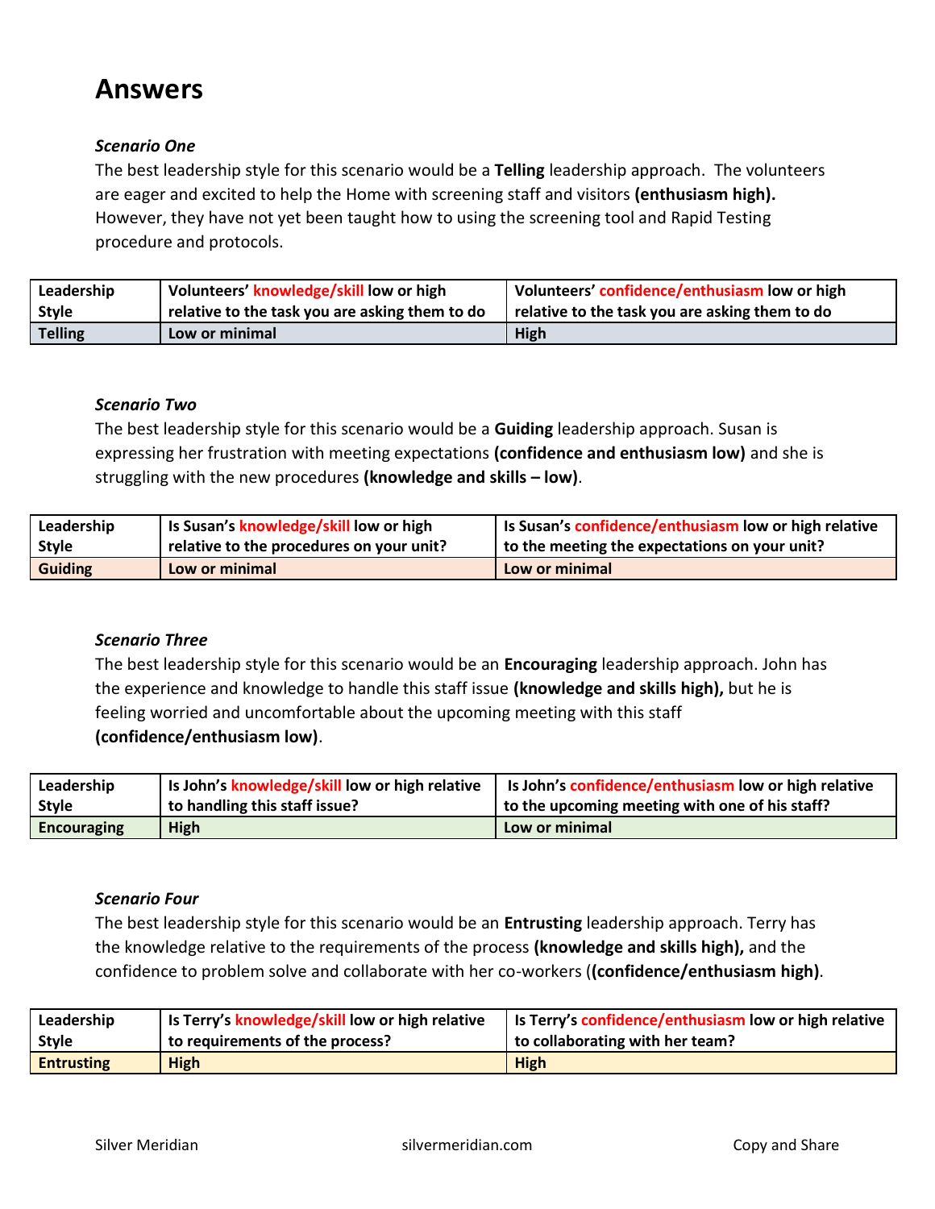# Answers

***Scenario One***

The best leadership style for this scenario would be a **Telling** leadership approach. The volunteers are eager and excited to help the Home with screening staff and visitors **(enthusiasm high).** However, they have not yet been taught how to using the screening tool and Rapid Testing procedure and protocols.

| Leadership Style | Volunteers' knowledge/skill low or high relative to the task you are asking them to do | Volunteers' confidence/enthusiasm low or high relative to the task you are asking them to do |
|---|---|---|
| **Telling** | **Low or minimal** | **High** |

***Scenario Two***

The best leadership style for this scenario would be a **Guiding** leadership approach. Susan is expressing her frustration with meeting expectations **(confidence and enthusiasm low)** and she is struggling with the new procedures **(knowledge and skills – low)**.

| Leadership Style | Is Susan's knowledge/skill low or high relative to the procedures on your unit? | Is Susan's confidence/enthusiasm low or high relative to the meeting the expectations on your unit? |
|---|---|---|
| **Guiding** | **Low or minimal** | **Low or minimal** |

***Scenario Three***

The best leadership style for this scenario would be an **Encouraging** leadership approach. John has the experience and knowledge to handle this staff issue **(knowledge and skills high),** but he is feeling worried and uncomfortable about the upcoming meeting with this staff **(confidence/enthusiasm low)**.

| Leadership Style | Is John's knowledge/skill low or high relative to handling this staff issue? | Is John's confidence/enthusiasm low or high relative to the upcoming meeting with one of his staff? |
|---|---|---|
| **Encouraging** | **High** | **Low or minimal** |

***Scenario Four***

The best leadership style for this scenario would be an **Entrusting** leadership approach. Terry has the knowledge relative to the requirements of the process **(knowledge and skills high),** and the confidence to problem solve and collaborate with her co-workers (**(confidence/enthusiasm high)**.

| Leadership Style | Is Terry's knowledge/skill low or high relative to requirements of the process? | Is Terry's confidence/enthusiasm low or high relative to collaborating with her team? |
|---|---|---|
| **Entrusting** | **High** | **High** |